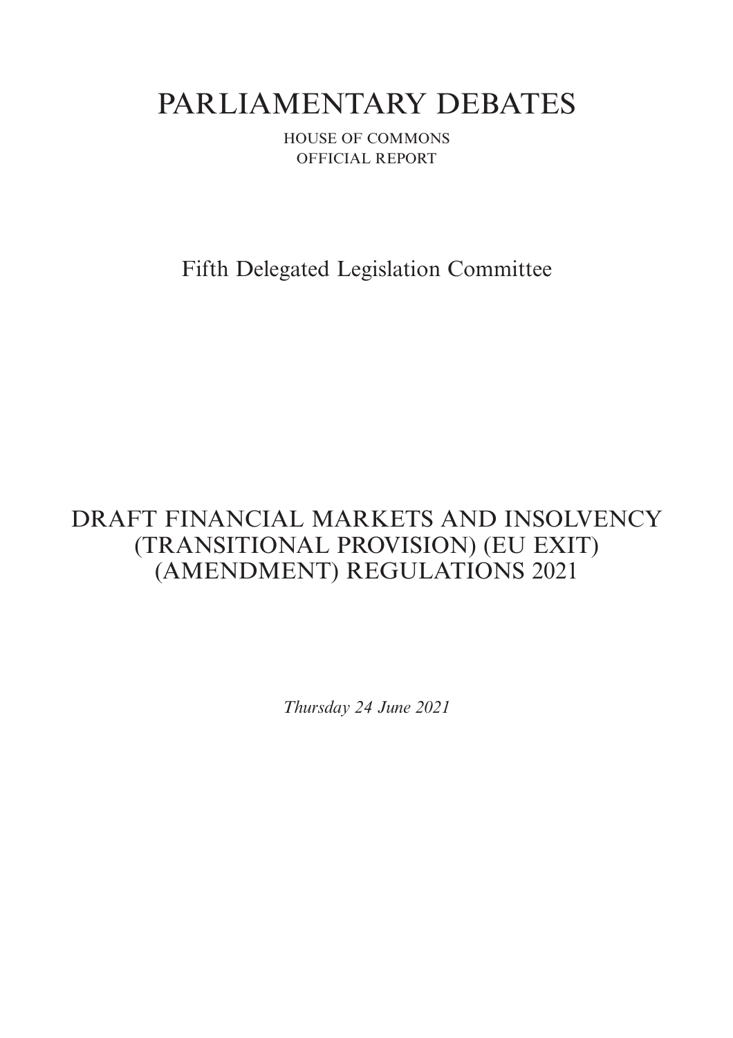# PARLIAMENTARY DEBATES

HOUSE OF COMMONS
OFFICIAL REPORT

## Fifth Delegated Legislation Committee

## DRAFT FINANCIAL MARKETS AND INSOLVENCY (TRANSITIONAL PROVISION) (EU EXIT) (AMENDMENT) REGULATIONS 2021

*Thursday 24 June 2021*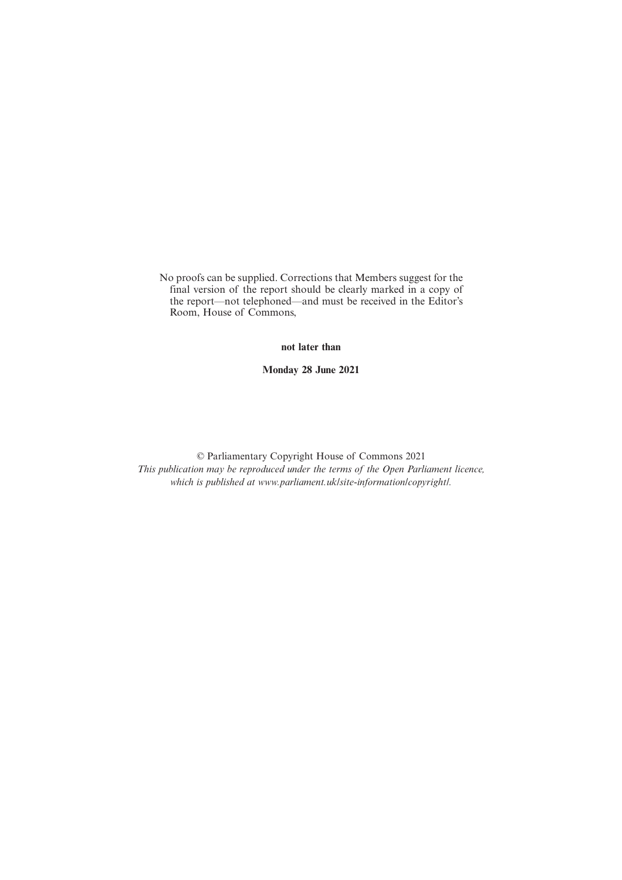No proofs can be supplied. Corrections that Members suggest for the final version of the report should be clearly marked in a copy of the report—not telephoned—and must be received in the Editor's Room, House of Commons,

**not later than**

**Monday 28 June 2021**

© Parliamentary Copyright House of Commons 2021
*This publication may be reproduced under the terms of the Open Parliament licence, which is published at www.parliament.uk/site-information/copyright/.*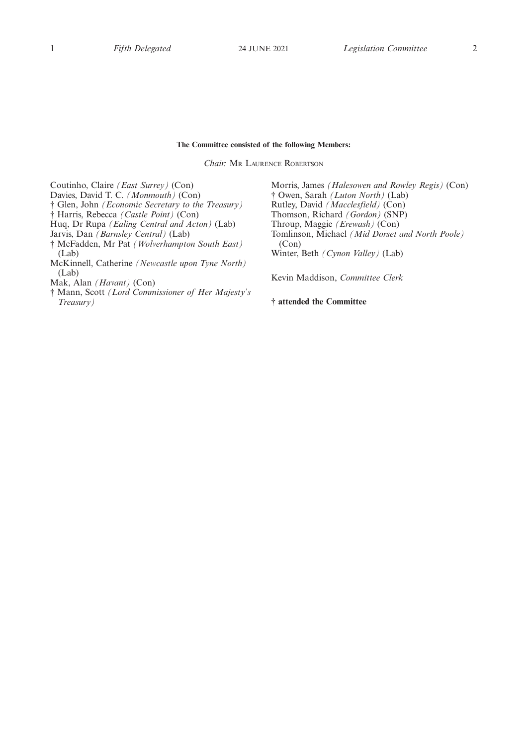**The Committee consisted of the following Members:**

*Chair:* Mr Laurence Robertson

Coutinho, Claire *(East Surrey)* (Con)
Davies, David T. C. *(Monmouth)* (Con)
† Glen, John *(Economic Secretary to the Treasury)*
† Harris, Rebecca *(Castle Point)* (Con)
Huq, Dr Rupa *(Ealing Central and Acton)* (Lab)
Jarvis, Dan *(Barnsley Central)* (Lab)
† McFadden, Mr Pat *(Wolverhampton South East)* (Lab)
McKinnell, Catherine *(Newcastle upon Tyne North)* (Lab)
Mak, Alan *(Havant)* (Con)
† Mann, Scott *(Lord Commissioner of Her Majesty's Treasury)*
Morris, James *(Halesowen and Rowley Regis)* (Con)
† Owen, Sarah *(Luton North)* (Lab)
Rutley, David *(Macclesfield)* (Con)
Thomson, Richard *(Gordon)* (SNP)
Throup, Maggie *(Erewash)* (Con)
Tomlinson, Michael *(Mid Dorset and North Poole)* (Con)
Winter, Beth *(Cynon Valley)* (Lab)

Kevin Maddison, *Committee Clerk*

**† attended the Committee**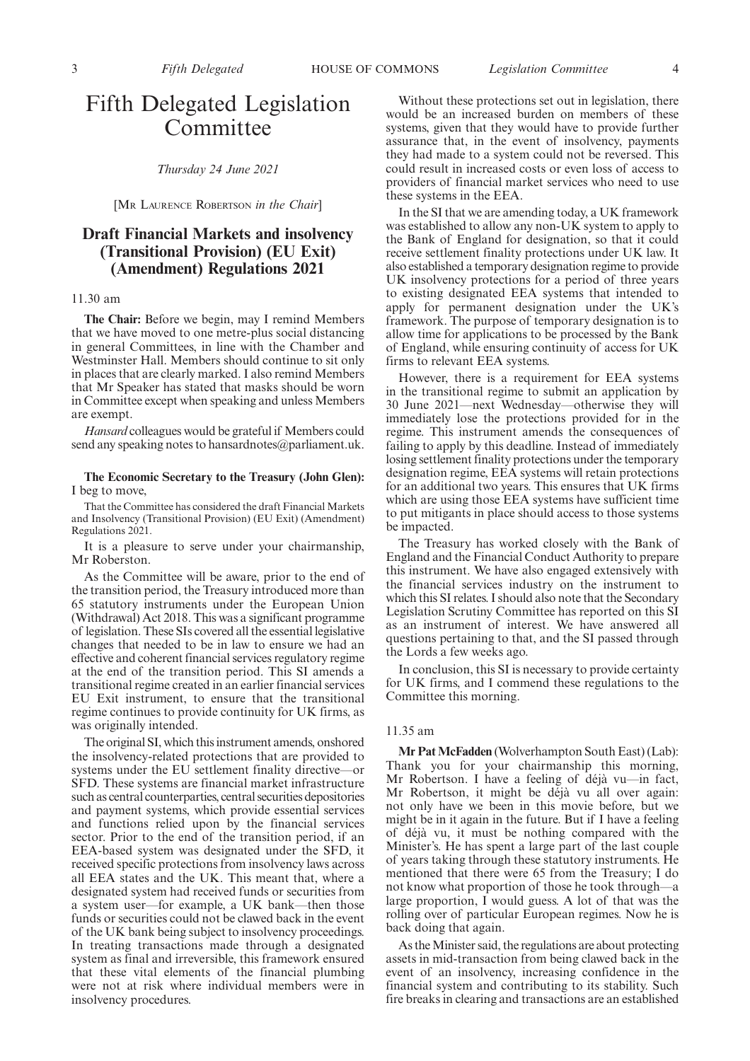# Fifth Delegated Legislation Committee

*Thursday 24 June 2021*

[MR LAURENCE ROBERTSON *in the Chair*]

## Draft Financial Markets and insolvency (Transitional Provision) (EU Exit) (Amendment) Regulations 2021

11.30 am

**The Chair:** Before we begin, may I remind Members that we have moved to one metre-plus social distancing in general Committees, in line with the Chamber and Westminster Hall. Members should continue to sit only in places that are clearly marked. I also remind Members that Mr Speaker has stated that masks should be worn in Committee except when speaking and unless Members are exempt.

*Hansard* colleagues would be grateful if Members could send any speaking notes to hansardnotes@parliament.uk.

**The Economic Secretary to the Treasury (John Glen):** I beg to move,

That the Committee has considered the draft Financial Markets and Insolvency (Transitional Provision) (EU Exit) (Amendment) Regulations 2021.

It is a pleasure to serve under your chairmanship, Mr Roberston.

As the Committee will be aware, prior to the end of the transition period, the Treasury introduced more than 65 statutory instruments under the European Union (Withdrawal) Act 2018. This was a significant programme of legislation. These SIs covered all the essential legislative changes that needed to be in law to ensure we had an effective and coherent financial services regulatory regime at the end of the transition period. This SI amends a transitional regime created in an earlier financial services EU Exit instrument, to ensure that the transitional regime continues to provide continuity for UK firms, as was originally intended.

The original SI, which this instrument amends, onshored the insolvency-related protections that are provided to systems under the EU settlement finality directive—or SFD. These systems are financial market infrastructure such as central counterparties, central securities depositories and payment systems, which provide essential services and functions relied upon by the financial services sector. Prior to the end of the transition period, if an EEA-based system was designated under the SFD, it received specific protections from insolvency laws across all EEA states and the UK. This meant that, where a designated system had received funds or securities from a system user—for example, a UK bank—then those funds or securities could not be clawed back in the event of the UK bank being subject to insolvency proceedings. In treating transactions made through a designated system as final and irreversible, this framework ensured that these vital elements of the financial plumbing were not at risk where individual members were in insolvency procedures.

Without these protections set out in legislation, there would be an increased burden on members of these systems, given that they would have to provide further assurance that, in the event of insolvency, payments they had made to a system could not be reversed. This could result in increased costs or even loss of access to providers of financial market services who need to use these systems in the EEA.

In the SI that we are amending today, a UK framework was established to allow any non-UK system to apply to the Bank of England for designation, so that it could receive settlement finality protections under UK law. It also established a temporary designation regime to provide UK insolvency protections for a period of three years to existing designated EEA systems that intended to apply for permanent designation under the UK's framework. The purpose of temporary designation is to allow time for applications to be processed by the Bank of England, while ensuring continuity of access for UK firms to relevant EEA systems.

However, there is a requirement for EEA systems in the transitional regime to submit an application by 30 June 2021—next Wednesday—otherwise they will immediately lose the protections provided for in the regime. This instrument amends the consequences of failing to apply by this deadline. Instead of immediately losing settlement finality protections under the temporary designation regime, EEA systems will retain protections for an additional two years. This ensures that UK firms which are using those EEA systems have sufficient time to put mitigants in place should access to those systems be impacted.

The Treasury has worked closely with the Bank of England and the Financial Conduct Authority to prepare this instrument. We have also engaged extensively with the financial services industry on the instrument to which this SI relates. I should also note that the Secondary Legislation Scrutiny Committee has reported on this SI as an instrument of interest. We have answered all questions pertaining to that, and the SI passed through the Lords a few weeks ago.

In conclusion, this SI is necessary to provide certainty for UK firms, and I commend these regulations to the Committee this morning.

11.35 am

**Mr Pat McFadden** (Wolverhampton South East) (Lab): Thank you for your chairmanship this morning, Mr Robertson. I have a feeling of déjà vu—in fact, Mr Robertson, it might be déjà vu all over again: not only have we been in this movie before, but we might be in it again in the future. But if I have a feeling of déjà vu, it must be nothing compared with the Minister's. He has spent a large part of the last couple of years taking through these statutory instruments. He mentioned that there were 65 from the Treasury; I do not know what proportion of those he took through—a large proportion, I would guess. A lot of that was the rolling over of particular European regimes. Now he is back doing that again.

As the Minister said, the regulations are about protecting assets in mid-transaction from being clawed back in the event of an insolvency, increasing confidence in the financial system and contributing to its stability. Such fire breaks in clearing and transactions are an established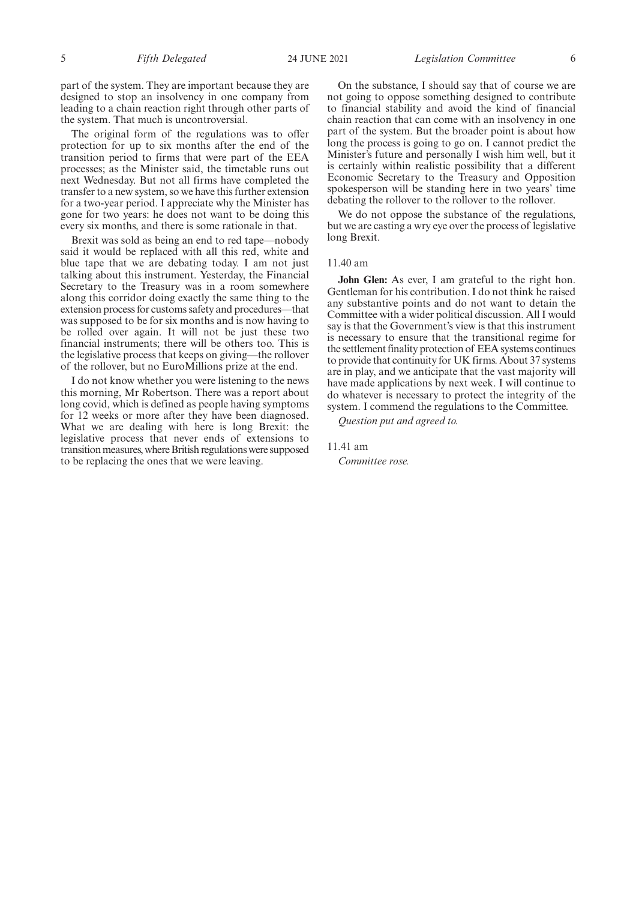part of the system. They are important because they are designed to stop an insolvency in one company from leading to a chain reaction right through other parts of the system. That much is uncontroversial.

The original form of the regulations was to offer protection for up to six months after the end of the transition period to firms that were part of the EEA processes; as the Minister said, the timetable runs out next Wednesday. But not all firms have completed the transfer to a new system, so we have this further extension for a two-year period. I appreciate why the Minister has gone for two years: he does not want to be doing this every six months, and there is some rationale in that.

Brexit was sold as being an end to red tape—nobody said it would be replaced with all this red, white and blue tape that we are debating today. I am not just talking about this instrument. Yesterday, the Financial Secretary to the Treasury was in a room somewhere along this corridor doing exactly the same thing to the extension process for customs safety and procedures—that was supposed to be for six months and is now having to be rolled over again. It will not be just these two financial instruments; there will be others too. This is the legislative process that keeps on giving—the rollover of the rollover, but no EuroMillions prize at the end.

I do not know whether you were listening to the news this morning, Mr Robertson. There was a report about long covid, which is defined as people having symptoms for 12 weeks or more after they have been diagnosed. What we are dealing with here is long Brexit: the legislative process that never ends of extensions to transition measures, where British regulations were supposed to be replacing the ones that we were leaving.

On the substance, I should say that of course we are not going to oppose something designed to contribute to financial stability and avoid the kind of financial chain reaction that can come with an insolvency in one part of the system. But the broader point is about how long the process is going to go on. I cannot predict the Minister's future and personally I wish him well, but it is certainly within realistic possibility that a different Economic Secretary to the Treasury and Opposition spokesperson will be standing here in two years' time debating the rollover to the rollover to the rollover.

We do not oppose the substance of the regulations, but we are casting a wry eye over the process of legislative long Brexit.

11.40 am

**John Glen:** As ever, I am grateful to the right hon. Gentleman for his contribution. I do not think he raised any substantive points and do not want to detain the Committee with a wider political discussion. All I would say is that the Government's view is that this instrument is necessary to ensure that the transitional regime for the settlement finality protection of EEA systems continues to provide that continuity for UK firms. About 37 systems are in play, and we anticipate that the vast majority will have made applications by next week. I will continue to do whatever is necessary to protect the integrity of the system. I commend the regulations to the Committee.

*Question put and agreed to.*

11.41 am

*Committee rose.*